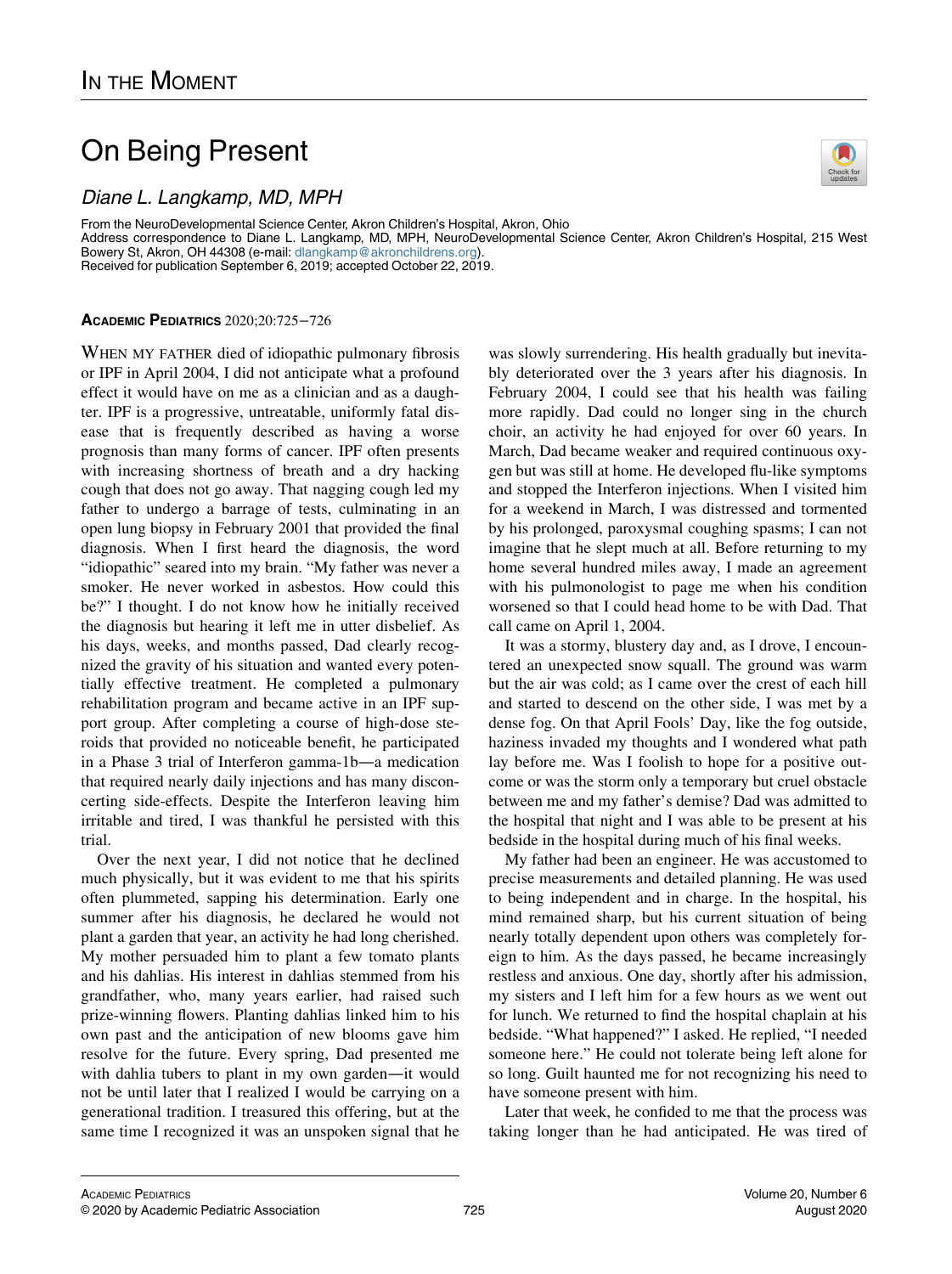IN THE MOMENT

# On Being Present

*Diane L. Langkamp, MD, MPH*

From the NeuroDevelopmental Science Center, Akron Children's Hospital, Akron, Ohio
Address correspondence to Diane L. Langkamp, MD, MPH, NeuroDevelopmental Science Center, Akron Children's Hospital, 215 West Bowery St, Akron, OH 44308 (e-mail: dlangkamp@akronchildrens.org).
Received for publication September 6, 2019; accepted October 22, 2019.

**ACADEMIC PEDIATRICS** 2020;20:725−726

WHEN MY FATHER died of idiopathic pulmonary fibrosis or IPF in April 2004, I did not anticipate what a profound effect it would have on me as a clinician and as a daughter. IPF is a progressive, untreatable, uniformly fatal disease that is frequently described as having a worse prognosis than many forms of cancer. IPF often presents with increasing shortness of breath and a dry hacking cough that does not go away. That nagging cough led my father to undergo a barrage of tests, culminating in an open lung biopsy in February 2001 that provided the final diagnosis. When I first heard the diagnosis, the word "idiopathic" seared into my brain. "My father was never a smoker. He never worked in asbestos. How could this be?" I thought. I do not know how he initially received the diagnosis but hearing it left me in utter disbelief. As his days, weeks, and months passed, Dad clearly recognized the gravity of his situation and wanted every potentially effective treatment. He completed a pulmonary rehabilitation program and became active in an IPF support group. After completing a course of high-dose steroids that provided no noticeable benefit, he participated in a Phase 3 trial of Interferon gamma-1b—a medication that required nearly daily injections and has many disconcerting side-effects. Despite the Interferon leaving him irritable and tired, I was thankful he persisted with this trial.

Over the next year, I did not notice that he declined much physically, but it was evident to me that his spirits often plummeted, sapping his determination. Early one summer after his diagnosis, he declared he would not plant a garden that year, an activity he had long cherished. My mother persuaded him to plant a few tomato plants and his dahlias. His interest in dahlias stemmed from his grandfather, who, many years earlier, had raised such prize-winning flowers. Planting dahlias linked him to his own past and the anticipation of new blooms gave him resolve for the future. Every spring, Dad presented me with dahlia tubers to plant in my own garden—it would not be until later that I realized I would be carrying on a generational tradition. I treasured this offering, but at the same time I recognized it was an unspoken signal that he was slowly surrendering. His health gradually but inevitably deteriorated over the 3 years after his diagnosis. In February 2004, I could see that his health was failing more rapidly. Dad could no longer sing in the church choir, an activity he had enjoyed for over 60 years. In March, Dad became weaker and required continuous oxygen but was still at home. He developed flu-like symptoms and stopped the Interferon injections. When I visited him for a weekend in March, I was distressed and tormented by his prolonged, paroxysmal coughing spasms; I can not imagine that he slept much at all. Before returning to my home several hundred miles away, I made an agreement with his pulmonologist to page me when his condition worsened so that I could head home to be with Dad. That call came on April 1, 2004.

It was a stormy, blustery day and, as I drove, I encountered an unexpected snow squall. The ground was warm but the air was cold; as I came over the crest of each hill and started to descend on the other side, I was met by a dense fog. On that April Fools' Day, like the fog outside, haziness invaded my thoughts and I wondered what path lay before me. Was I foolish to hope for a positive outcome or was the storm only a temporary but cruel obstacle between me and my father's demise? Dad was admitted to the hospital that night and I was able to be present at his bedside in the hospital during much of his final weeks.

My father had been an engineer. He was accustomed to precise measurements and detailed planning. He was used to being independent and in charge. In the hospital, his mind remained sharp, but his current situation of being nearly totally dependent upon others was completely foreign to him. As the days passed, he became increasingly restless and anxious. One day, shortly after his admission, my sisters and I left him for a few hours as we went out for lunch. We returned to find the hospital chaplain at his bedside. "What happened?" I asked. He replied, "I needed someone here." He could not tolerate being left alone for so long. Guilt haunted me for not recognizing his need to have someone present with him.

Later that week, he confided to me that the process was taking longer than he had anticipated. He was tired of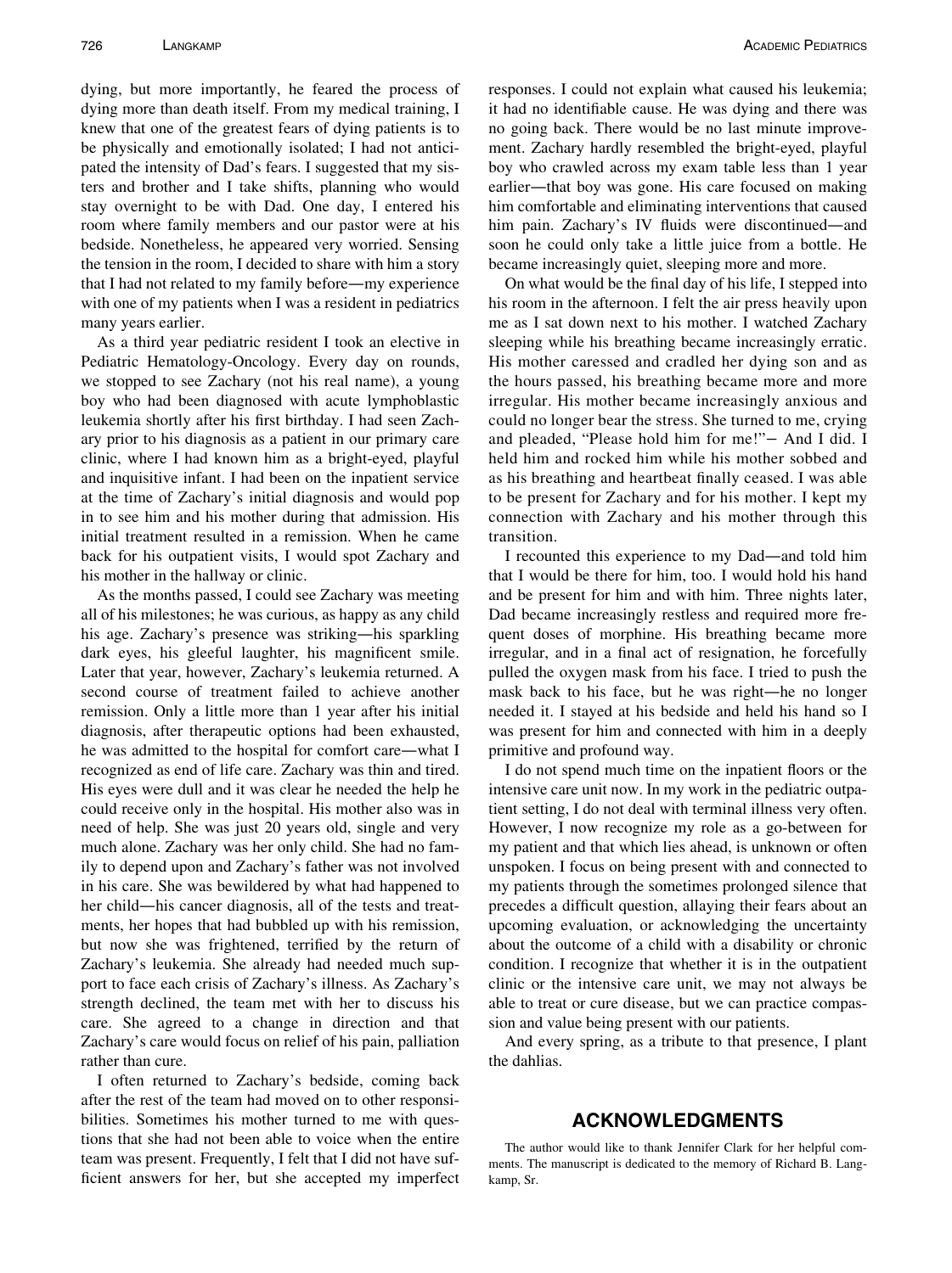dying, but more importantly, he feared the process of dying more than death itself. From my medical training, I knew that one of the greatest fears of dying patients is to be physically and emotionally isolated; I had not anticipated the intensity of Dad's fears. I suggested that my sisters and brother and I take shifts, planning who would stay overnight to be with Dad. One day, I entered his room where family members and our pastor were at his bedside. Nonetheless, he appeared very worried. Sensing the tension in the room, I decided to share with him a story that I had not related to my family before—my experience with one of my patients when I was a resident in pediatrics many years earlier.

As a third year pediatric resident I took an elective in Pediatric Hematology-Oncology. Every day on rounds, we stopped to see Zachary (not his real name), a young boy who had been diagnosed with acute lymphoblastic leukemia shortly after his first birthday. I had seen Zachary prior to his diagnosis as a patient in our primary care clinic, where I had known him as a bright-eyed, playful and inquisitive infant. I had been on the inpatient service at the time of Zachary's initial diagnosis and would pop in to see him and his mother during that admission. His initial treatment resulted in a remission. When he came back for his outpatient visits, I would spot Zachary and his mother in the hallway or clinic.

As the months passed, I could see Zachary was meeting all of his milestones; he was curious, as happy as any child his age. Zachary's presence was striking—his sparkling dark eyes, his gleeful laughter, his magnificent smile. Later that year, however, Zachary's leukemia returned. A second course of treatment failed to achieve another remission. Only a little more than 1 year after his initial diagnosis, after therapeutic options had been exhausted, he was admitted to the hospital for comfort care—what I recognized as end of life care. Zachary was thin and tired. His eyes were dull and it was clear he needed the help he could receive only in the hospital. His mother also was in need of help. She was just 20 years old, single and very much alone. Zachary was her only child. She had no family to depend upon and Zachary's father was not involved in his care. She was bewildered by what had happened to her child—his cancer diagnosis, all of the tests and treatments, her hopes that had bubbled up with his remission, but now she was frightened, terrified by the return of Zachary's leukemia. She already had needed much support to face each crisis of Zachary's illness. As Zachary's strength declined, the team met with her to discuss his care. She agreed to a change in direction and that Zachary's care would focus on relief of his pain, palliation rather than cure.

I often returned to Zachary's bedside, coming back after the rest of the team had moved on to other responsibilities. Sometimes his mother turned to me with questions that she had not been able to voice when the entire team was present. Frequently, I felt that I did not have sufficient answers for her, but she accepted my imperfect responses. I could not explain what caused his leukemia; it had no identifiable cause. He was dying and there was no going back. There would be no last minute improvement. Zachary hardly resembled the bright-eyed, playful boy who crawled across my exam table less than 1 year earlier—that boy was gone. His care focused on making him comfortable and eliminating interventions that caused him pain. Zachary's IV fluids were discontinued—and soon he could only take a little juice from a bottle. He became increasingly quiet, sleeping more and more.

On what would be the final day of his life, I stepped into his room in the afternoon. I felt the air press heavily upon me as I sat down next to his mother. I watched Zachary sleeping while his breathing became increasingly erratic. His mother caressed and cradled her dying son and as the hours passed, his breathing became more and more irregular. His mother became increasingly anxious and could no longer bear the stress. She turned to me, crying and pleaded, "Please hold him for me!"– And I did. I held him and rocked him while his mother sobbed and as his breathing and heartbeat finally ceased. I was able to be present for Zachary and for his mother. I kept my connection with Zachary and his mother through this transition.

I recounted this experience to my Dad—and told him that I would be there for him, too. I would hold his hand and be present for him and with him. Three nights later, Dad became increasingly restless and required more frequent doses of morphine. His breathing became more irregular, and in a final act of resignation, he forcefully pulled the oxygen mask from his face. I tried to push the mask back to his face, but he was right—he no longer needed it. I stayed at his bedside and held his hand so I was present for him and connected with him in a deeply primitive and profound way.

I do not spend much time on the inpatient floors or the intensive care unit now. In my work in the pediatric outpatient setting, I do not deal with terminal illness very often. However, I now recognize my role as a go-between for my patient and that which lies ahead, is unknown or often unspoken. I focus on being present with and connected to my patients through the sometimes prolonged silence that precedes a difficult question, allaying their fears about an upcoming evaluation, or acknowledging the uncertainty about the outcome of a child with a disability or chronic condition. I recognize that whether it is in the outpatient clinic or the intensive care unit, we may not always be able to treat or cure disease, but we can practice compassion and value being present with our patients.

And every spring, as a tribute to that presence, I plant the dahlias.

## ACKNOWLEDGMENTS

The author would like to thank Jennifer Clark for her helpful comments. The manuscript is dedicated to the memory of Richard B. Langkamp, Sr.